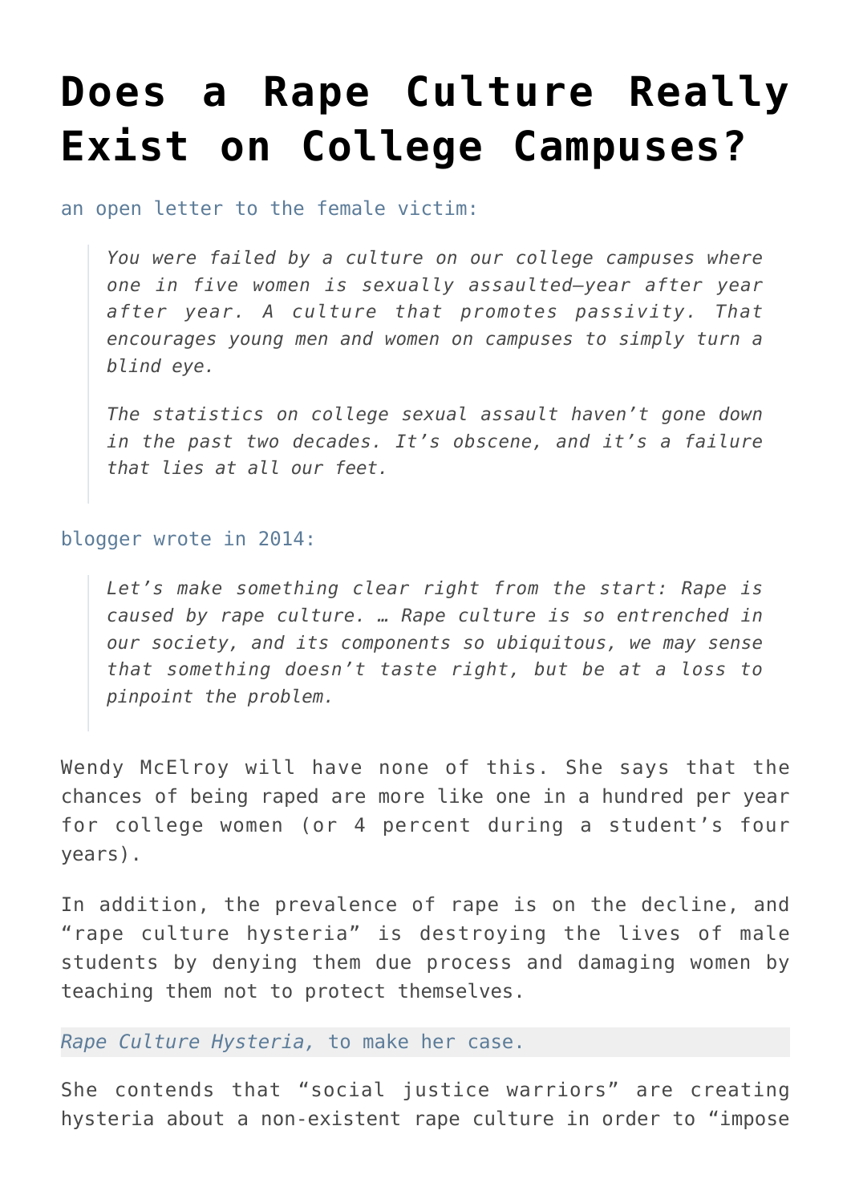# Does a Rape Culture Really Exist on College Campuses?

an open letter to the female victim:

> *You were failed by a culture on our college campuses where one in five women is sexually assaulted—year after year after year. A culture that promotes passivity. That encourages young men and women on campuses to simply turn a blind eye.*
>
> *The statistics on college sexual assault haven't gone down in the past two decades. It's obscene, and it's a failure that lies at all our feet.*

blogger wrote in 2014:

> *Let's make something clear right from the start: Rape is caused by rape culture. … Rape culture is so entrenched in our society, and its components so ubiquitous, we may sense that something doesn't taste right, but be at a loss to pinpoint the problem.*

Wendy McElroy will have none of this. She says that the chances of being raped are more like one in a hundred per year for college women (or 4 percent during a student's four years).

In addition, the prevalence of rape is on the decline, and "rape culture hysteria" is destroying the lives of male students by denying them due process and damaging women by teaching them not to protect themselves.

*Rape Culture Hysteria,* to make her case.

She contends that "social justice warriors" are creating hysteria about a non-existent rape culture in order to "impose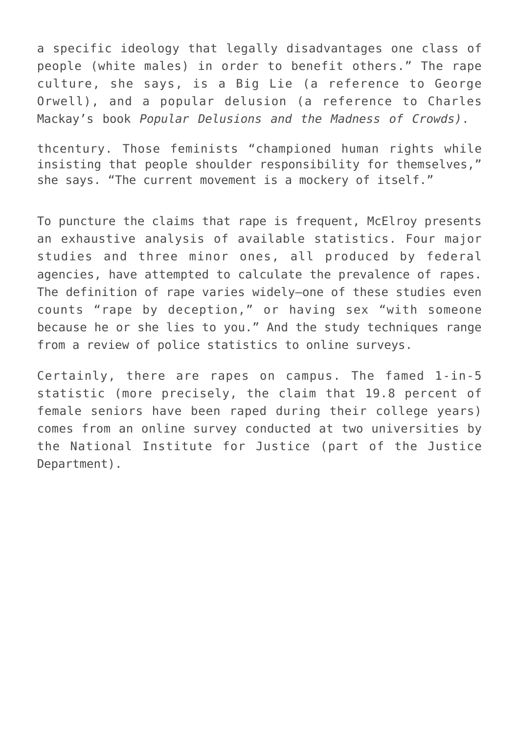a specific ideology that legally disadvantages one class of people (white males) in order to benefit others." The rape culture, she says, is a Big Lie (a reference to George Orwell), and a popular delusion (a reference to Charles Mackay's book *Popular Delusions and the Madness of Crowds)*.

thcentury. Those feminists "championed human rights while insisting that people shoulder responsibility for themselves," she says. "The current movement is a mockery of itself."

To puncture the claims that rape is frequent, McElroy presents an exhaustive analysis of available statistics. Four major studies and three minor ones, all produced by federal agencies, have attempted to calculate the prevalence of rapes. The definition of rape varies widely—one of these studies even counts "rape by deception," or having sex "with someone because he or she lies to you." And the study techniques range from a review of police statistics to online surveys.

Certainly, there are rapes on campus. The famed 1-in-5 statistic (more precisely, the claim that 19.8 percent of female seniors have been raped during their college years) comes from an online survey conducted at two universities by the National Institute for Justice (part of the Justice Department).